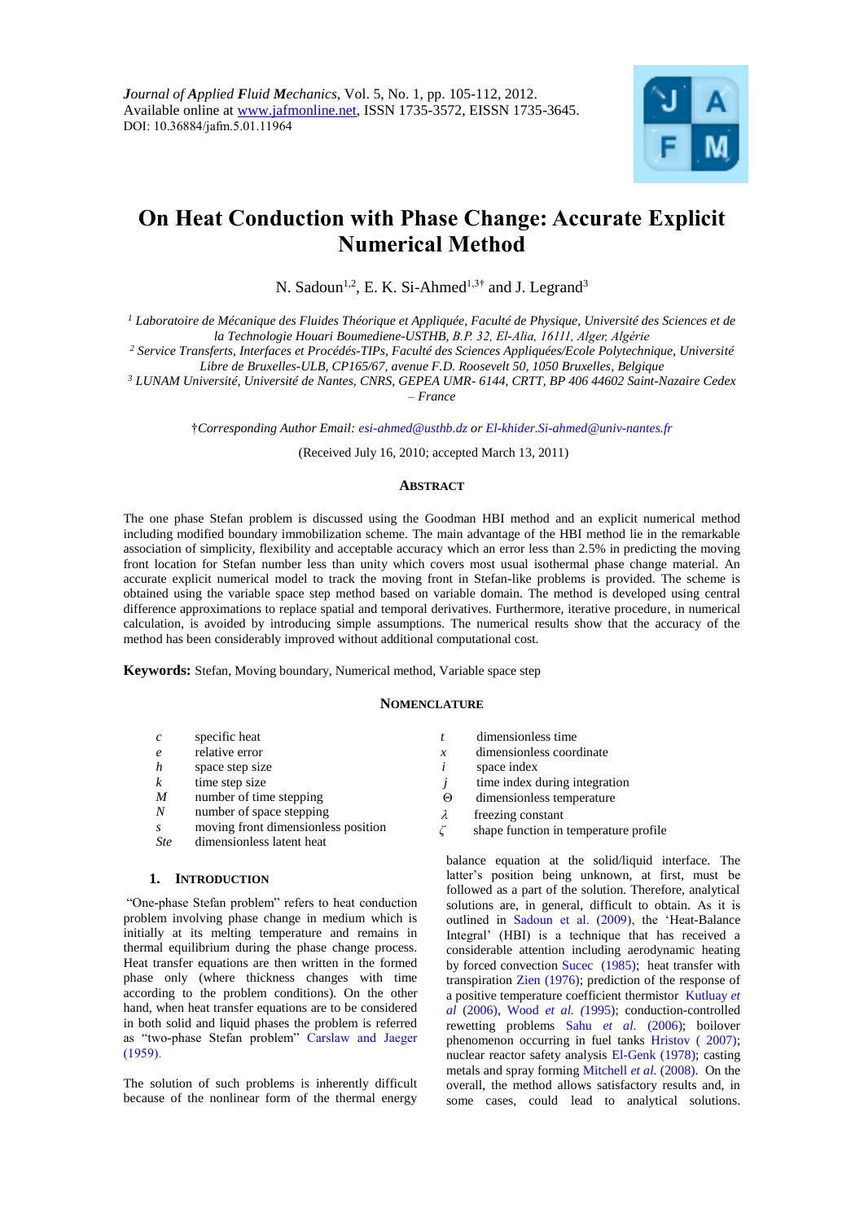*Journal of Applied Fluid Mechanics*, Vol. 5, No. 1, pp. 105-112, 2012.
Available online at www.jafmonline.net, ISSN 1735-3572, EISSN 1735-3645.
DOI: 10.36884/jafm.5.01.11964

# On Heat Conduction with Phase Change: Accurate Explicit Numerical Method

N. Sadoun[1,2], E. K. Si-Ahmed[1,3†] and J. Legrand[3]

[1] *Laboratoire de Mécanique des Fluides Théorique et Appliquée, Faculté de Physique, Université des Sciences et de la Technologie Houari Boumediene-USTHB, B.P. 32, El-Alia, 16111, Alger, Algérie*
[2] *Service Transferts, Interfaces et Procédés-TIPs, Faculté des Sciences Appliquées/Ecole Polytechnique, Université Libre de Bruxelles-ULB, CP165/67, avenue F.D. Roosevelt 50, 1050 Bruxelles, Belgique*
[3] *LUNAM Université, Université de Nantes, CNRS, GEPEA UMR- 6144, CRTT, BP 406 44602 Saint-Nazaire Cedex – France*

†*Corresponding Author Email: esi-ahmed@usthb.dz or El-khider.Si-ahmed@univ-nantes.fr*

(Received July 16, 2010; accepted March 13, 2011)

## Abstract

The one phase Stefan problem is discussed using the Goodman HBI method and an explicit numerical method including modified boundary immobilization scheme. The main advantage of the HBI method lie in the remarkable association of simplicity, flexibility and acceptable accuracy which an error less than 2.5% in predicting the moving front location for Stefan number less than unity which covers most usual isothermal phase change material. An accurate explicit numerical model to track the moving front in Stefan-like problems is provided. The scheme is obtained using the variable space step method based on variable domain. The method is developed using central difference approximations to replace spatial and temporal derivatives. Furthermore, iterative procedure, in numerical calculation, is avoided by introducing simple assumptions. The numerical results show that the accuracy of the method has been considerably improved without additional computational cost.

**Keywords:** Stefan, Moving boundary, Numerical method, Variable space step

## Nomenclature

| | | | |
|---|---|---|---|
| $c$ | specific heat | $t$ | dimensionless time |
| $e$ | relative error | $x$ | dimensionless coordinate |
| $h$ | space step size | $i$ | space index |
| $k$ | time step size | $j$ | time index during integration |
| $M$ | number of time stepping | $\Theta$ | dimensionless temperature |
| $N$ | number of space stepping | $\lambda$ | freezing constant |
| $s$ | moving front dimensionless position | $\zeta$ | shape function in temperature profile |
| $Ste$ | dimensionless latent heat | | |

## 1. Introduction

"One-phase Stefan problem" refers to heat conduction problem involving phase change in medium which is initially at its melting temperature and remains in thermal equilibrium during the phase change process. Heat transfer equations are then written in the formed phase only (where thickness changes with time according to the problem conditions). On the other hand, when heat transfer equations are to be considered in both solid and liquid phases the problem is referred as "two-phase Stefan problem" Carslaw and Jaeger (1959).

The solution of such problems is inherently difficult because of the nonlinear form of the thermal energy balance equation at the solid/liquid interface. The latter's position being unknown, at first, must be followed as a part of the solution. Therefore, analytical solutions are, in general, difficult to obtain. As it is outlined in Sadoun et al. (2009), the 'Heat-Balance Integral' (HBI) is a technique that has received a considerable attention including aerodynamic heating by forced convection Sucec (1985); heat transfer with transpiration Zien (1976); prediction of the response of a positive temperature coefficient thermistor Kutluay *et al* (2006), Wood *et al.* (1995); conduction-controlled rewetting problems Sahu *et al.* (2006); boilover phenomenon occurring in fuel tanks Hristov ( 2007); nuclear reactor safety analysis El-Genk (1978); casting metals and spray forming Mitchell *et al.* (2008). On the overall, the method allows satisfactory results and, in some cases, could lead to analytical solutions.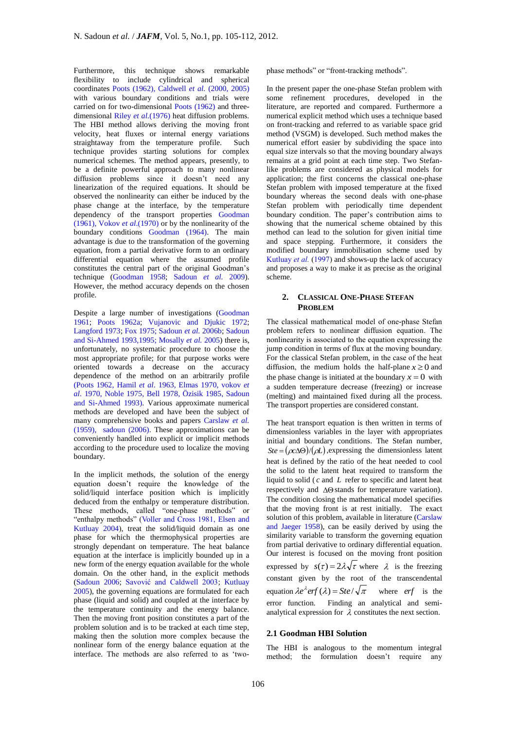Furthermore, this technique shows remarkable flexibility to include cylindrical and spherical coordinates Poots (1962), Caldwell *et al.* (2000, 2005) with various boundary conditions and trials were carried on for two-dimensional Poots (1962) and three-dimensional Riley *et al.*(1976) heat diffusion problems. The HBI method allows deriving the moving front velocity, heat fluxes or internal energy variations straightaway from the temperature profile. Such technique provides starting solutions for complex numerical schemes. The method appears, presently, to be a definite powerful approach to many nonlinear diffusion problems since it doesn't need any linearization of the required equations. It should be observed the nonlinearity can either be induced by the phase change at the interface, by the temperature dependency of the transport properties Goodman (1961), Vokov *et al.*(1970) or by the nonlinearity of the boundary conditions Goodman (1964). The main advantage is due to the transformation of the governing equation, from a partial derivative form to an ordinary differential equation where the assumed profile constitutes the central part of the original Goodman's technique (Goodman 1958; Sadoun *et al.* 2009). However, the method accuracy depends on the chosen profile.

Despite a large number of investigations (Goodman 1961; Poots 1962a; Vujanovic and Djukic 1972; Langford 1973; Fox 1975; Sadoun *et al.* 2006b; Sadoun and Si-Ahmed 1993,1995; Mosally *et al.* 2005) there is, unfortunately, no systematic procedure to choose the most appropriate profile; for that purpose works were oriented towards a decrease on the accuracy dependence of the method on an arbitrarily profile (Poots 1962, Hamil *et al*. 1963, Elmas 1970, vokov *et al*. 1970, Noble 1975, Bell 1978, Özisik 1985, Sadoun and Si-Ahmed 1993). Various approximate numerical methods are developed and have been the subject of many comprehensive books and papers Carslaw *et al.* (1959), sadoun (2006). These approximations can be conveniently handled into explicit or implicit methods according to the procedure used to localize the moving boundary.

In the implicit methods, the solution of the energy equation doesn't require the knowledge of the solid/liquid interface position which is implicitly deduced from the enthalpy or temperature distribution. These methods, called "one-phase methods" or "enthalpy methods" (Voller and Cross 1981, Elsen and Kutluay 2004), treat the solid/liquid domain as one phase for which the thermophysical properties are strongly dependant on temperature. The heat balance equation at the interface is implicitly bounded up in a new form of the energy equation available for the whole domain. On the other hand, in the explicit methods (Sadoun 2006; Savović and Caldwell 2003; Kutluay 2005), the governing equations are formulated for each phase (liquid and solid) and coupled at the interface by the temperature continuity and the energy balance. Then the moving front position constitutes a part of the problem solution and is to be tracked at each time step, making then the solution more complex because the nonlinear form of the energy balance equation at the interface. The methods are also referred to as 'two-phase methods" or "front-tracking methods".

In the present paper the one-phase Stefan problem with some refinement procedures, developed in the literature, are reported and compared. Furthermore a numerical explicit method which uses a technique based on front-tracking and referred to as variable space grid method (VSGM) is developed. Such method makes the numerical effort easier by subdividing the space into equal size intervals so that the moving boundary always remains at a grid point at each time step. Two Stefan-like problems are considered as physical models for application; the first concerns the classical one-phase Stefan problem with imposed temperature at the fixed boundary whereas the second deals with one-phase Stefan problem with periodically time dependent boundary condition. The paper's contribution aims to showing that the numerical scheme obtained by this method can lead to the solution for given initial time and space stepping. Furthermore, it considers the modified boundary immobilisation scheme used by Kutluay *et al.* (1997) and shows-up the lack of accuracy and proposes a way to make it as precise as the original scheme.

## 2. Classical One-Phase Stefan Problem

The classical mathematical model of one-phase Stefan problem refers to nonlinear diffusion equation. The nonlinearity is associated to the equation expressing the jump condition in terms of flux at the moving boundary. For the classical Stefan problem, in the case of the heat diffusion, the medium holds the half-plane $x \geq 0$ and the phase change is initiated at the boundary $x = 0$ with a sudden temperature decrease (freezing) or increase (melting) and maintained fixed during all the process. The transport properties are considered constant.

The heat transport equation is then written in terms of dimensionless variables in the layer with appropriates initial and boundary conditions. The Stefan number, $Ste = (\rho c \Delta\Theta)/(\rho L)$, expressing the dimensionless latent heat is defined by the ratio of the heat needed to cool the solid to the latent heat required to transform the liquid to solid ($c$ and $L$ refer to specific and latent heat respectively and $\Delta\Theta$ stands for temperature variation). The condition closing the mathematical model specifies that the moving front is at rest initially. The exact solution of this problem, available in literature (Carslaw and Jaeger 1958), can be easily derived by using the similarity variable to transform the governing equation from partial derivative to ordinary differential equation. Our interest is focused on the moving front position expressed by $s(\tau) = 2\lambda\sqrt{\tau}$ where $\lambda$ is the freezing constant given by the root of the transcendental equation $\lambda e^{\lambda} erf(\lambda) = Ste/\sqrt{\pi}$ where $erf$ is the error function. Finding an analytical and semi-analytical expression for $\lambda$ constitutes the next section.

### 2.1 Goodman HBI Solution

The HBI is analogous to the momentum integral method; the formulation doesn't require any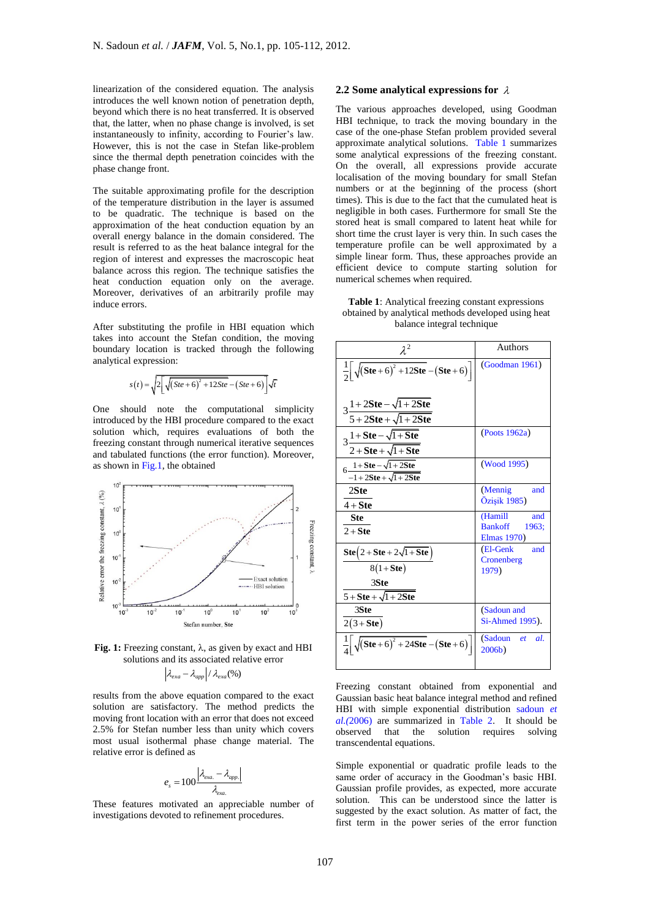linearization of the considered equation. The analysis introduces the well known notion of penetration depth, beyond which there is no heat transferred. It is observed that, the latter, when no phase change is involved, is set instantaneously to infinity, according to Fourier's law. However, this is not the case in Stefan like-problem since the thermal depth penetration coincides with the phase change front.

The suitable approximating profile for the description of the temperature distribution in the layer is assumed to be quadratic. The technique is based on the approximation of the heat conduction equation by an overall energy balance in the domain considered. The result is referred to as the heat balance integral for the region of interest and expresses the macroscopic heat balance across this region. The technique satisfies the heat conduction equation only on the average. Moreover, derivatives of an arbitrarily profile may induce errors.

After substituting the profile in HBI equation which takes into account the Stefan condition, the moving boundary location is tracked through the following analytical expression:

$$s(t)=\sqrt{2\left[\sqrt{(Ste+6)^2+12Ste}-(Ste+6)\right]}\sqrt{t}$$

One should note the computational simplicity introduced by the HBI procedure compared to the exact solution which, requires evaluations of both the freezing constant through numerical iterative sequences and tabulated functions (the error function). Moreover, as shown in Fig.1, the obtained

**Fig. 1:** Freezing constant, λ, as given by exact and HBI solutions and its associated relative error $\left|\lambda_{exa}-\lambda_{app}\right|/\lambda_{exa}(\%)$

results from the above equation compared to the exact solution are satisfactory. The method predicts the moving front location with an error that does not exceed 2.5% for Stefan number less than unity which covers most usual isothermal phase change material. The relative error is defined as

$$e_s=100\frac{\left|\lambda_{exa.}-\lambda_{app.}\right|}{\lambda_{exa.}}$$

These features motivated an appreciable number of investigations devoted to refinement procedures.

## 2.2 Some analytical expressions for $\lambda$

The various approaches developed, using Goodman HBI technique, to track the moving boundary in the case of the one-phase Stefan problem provided several approximate analytical solutions. Table 1 summarizes some analytical expressions of the freezing constant. On the overall, all expressions provide accurate localisation of the moving boundary for small Stefan numbers or at the beginning of the process (short times). This is due to the fact that the cumulated heat is negligible in both cases. Furthermore for small Ste the stored heat is small compared to latent heat while for short time the crust layer is very thin. In such cases the temperature profile can be well approximated by a simple linear form. Thus, these approaches provide an efficient device to compute starting solution for numerical schemes when required.

**Table 1**: Analytical freezing constant expressions obtained by analytical methods developed using heat balance integral technique

| $\lambda^2$ | Authors |
|---|---|
| $\frac{1}{2}\left[\sqrt{(\mathbf{Ste}+6)^2+12\mathbf{Ste}}-(\mathbf{Ste}+6)\right]$ <br> $3\frac{1+2\mathbf{Ste}-\sqrt{1+2\mathbf{Ste}}}{5+2\mathbf{Ste}+\sqrt{1+2\mathbf{Ste}}}$ | (Goodman 1961) |
| $3\frac{1+\mathbf{Ste}-\sqrt{1+\mathbf{Ste}}}{2+\mathbf{Ste}+\sqrt{1+\mathbf{Ste}}}$ | (Poots 1962a) |
| $6\frac{1+\mathbf{Ste}-\sqrt{1+2\mathbf{Ste}}}{-1+2\mathbf{Ste}+\sqrt{1+2\mathbf{Ste}}}$ | (Wood 1995) |
| $\frac{2\mathbf{Ste}}{4+\mathbf{Ste}}$ | (Mennig and Özişik 1985) |
| $\frac{\mathbf{Ste}}{2+\mathbf{Ste}}$ | (Hamill and Bankoff 1963; Elmas 1970) |
| $\frac{\mathbf{Ste}\left(2+\mathbf{Ste}+2\sqrt{1+\mathbf{Ste}}\right)}{8(1+\mathbf{Ste})}$ <br> $\frac{3\mathbf{Ste}}{5+\mathbf{Ste}+\sqrt{1+2\mathbf{Ste}}}$ | (El-Genk and Cronenberg 1979) |
| $\frac{3\mathbf{Ste}}{2(3+\mathbf{Ste})}$ | (Sadoun and Si-Ahmed 1995). |
| $\frac{1}{4}\left[\sqrt{(\mathbf{Ste}+6)^2+24\mathbf{Ste}}-(\mathbf{Ste}+6)\right]$ | (Sadoun *et al.* 2006b) |

Freezing constant obtained from exponential and Gaussian basic heat balance integral method and refined HBI with simple exponential distribution sadoun *et al.*(2006) are summarized in Table 2. It should be observed that the solution requires solving transcendental equations.

Simple exponential or quadratic profile leads to the same order of accuracy in the Goodman's basic HBI. Gaussian profile provides, as expected, more accurate solution. This can be understood since the latter is suggested by the exact solution. As matter of fact, the first term in the power series of the error function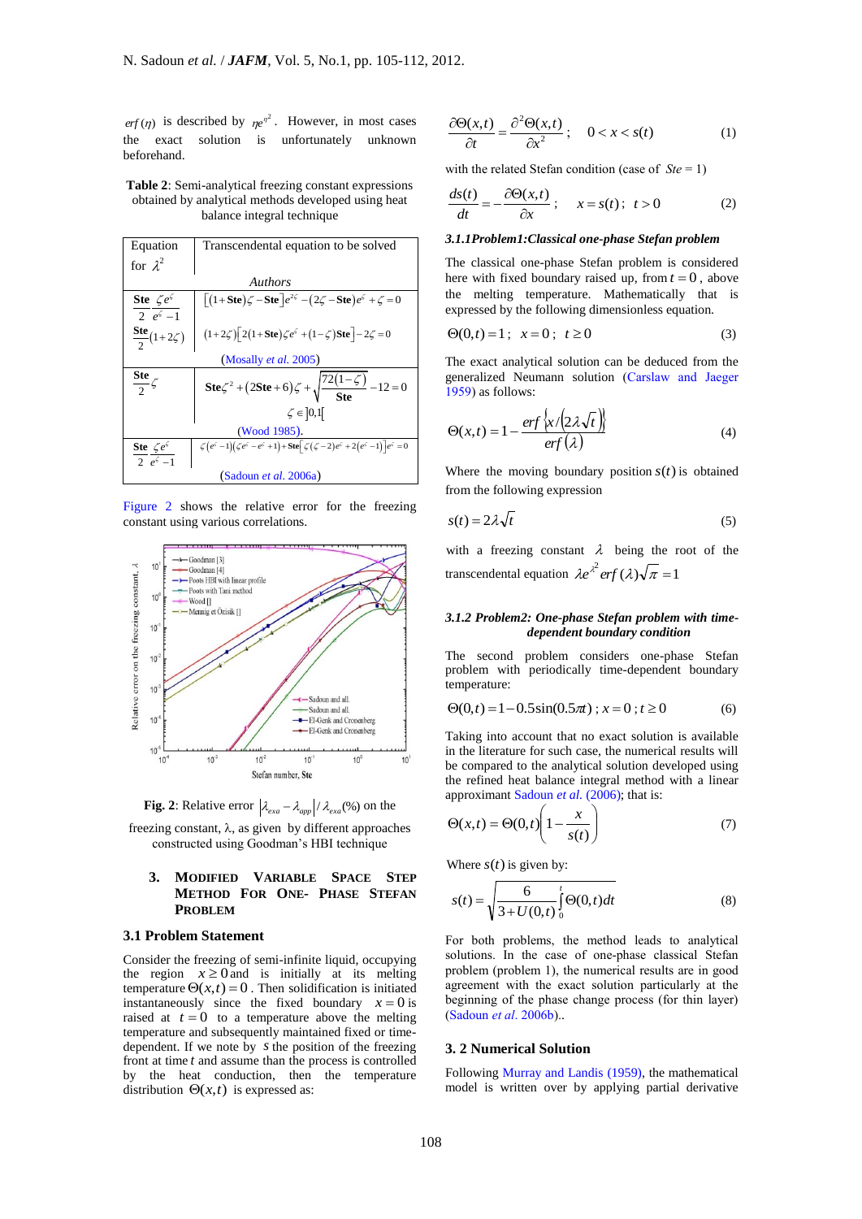$erf(\eta)$ is described by $\eta e^{\eta^2}$. However, in most cases the exact solution is unfortunately unknown beforehand.

**Table 2**: Semi-analytical freezing constant expressions obtained by analytical methods developed using heat balance integral technique

| Equation for $\lambda^2$ | Transcendental equation to be solved |
|---|---|
| | *Authors* |
| $\frac{\textbf{Ste}}{2}\frac{\zeta e^{\zeta}}{e^{\zeta}-1}$ | $\left[(1+\textbf{Ste})\zeta-\textbf{Ste}\right]e^{2\zeta}-(2\zeta-\textbf{Ste})e^{\zeta}+\zeta=0$ |
| $\frac{\textbf{Ste}}{2}(1+2\zeta)$ | $(1+2\zeta)\left[2(1+\textbf{Ste})\zeta e^{\zeta}+(1-\zeta)\textbf{Ste}\right]-2\zeta=0$ |
| | (Mosally *et al.* 2005) |
| $\frac{\textbf{Ste}}{2}\zeta$ | $\textbf{Ste}\zeta^2+(2\textbf{Ste}+6)\zeta+\sqrt{\frac{72(1-\zeta)}{\textbf{Ste}}}-12=0$, $\zeta\in]0,1[$ |
| | (Wood 1985). |
| $\frac{\textbf{Ste}}{2}\frac{\zeta e^{\zeta}}{e^{\zeta}-1}$ | $\zeta(e^{\zeta}-1)(\zeta e^{\zeta}-e^{\zeta}+1)+\textbf{Ste}\left[\zeta(\zeta-2)e^{\zeta}+2(e^{\zeta}-1)\right]e^{\zeta}=0$ |
| | (Sadoun *et al.* 2006a) |

Figure 2 shows the relative error for the freezing constant using various correlations.

**Fig. 2**: Relative error $\left|\lambda_{exa}-\lambda_{app}\right|/\lambda_{exa}(\%)$ on the freezing constant, λ, as given by different approaches constructed using Goodman's HBI technique

## 3. Modified Variable Space Step Method For One- Phase Stefan Problem

### 3.1 Problem Statement

Consider the freezing of semi-infinite liquid, occupying the region $x \geq 0$ and is initially at its melting temperature $\Theta(x,t)=0$. Then solidification is initiated instantaneously since the fixed boundary $x=0$ is raised at $t=0$ to a temperature above the melting temperature and subsequently maintained fixed or time-dependent. If we note by $s$ the position of the freezing front at time $t$ and assume than the process is controlled by the heat conduction, then the temperature distribution $\Theta(x,t)$ is expressed as:

$$\frac{\partial \Theta(x,t)}{\partial t}=\frac{\partial^2 \Theta(x,t)}{\partial x^2}\ ; \quad 0<x<s(t) \tag{1}$$

with the related Stefan condition (case of $Ste = 1$)

$$\frac{ds(t)}{dt}=-\frac{\partial \Theta(x,t)}{\partial x}\ ; \quad x=s(t)\ ;\ t>0 \tag{2}$$

#### *3.1.1Problem1:Classical one-phase Stefan problem*

The classical one-phase Stefan problem is considered here with fixed boundary raised up, from $t=0$, above the melting temperature. Mathematically that is expressed by the following dimensionless equation.

$$\Theta(0,t)=1\ ;\ \ x=0\ ;\ \ t\geq 0 \tag{3}$$

The exact analytical solution can be deduced from the generalized Neumann solution (Carslaw and Jaeger 1959) as follows:

$$\Theta(x,t)=1-\frac{erf\left\{x/\left(2\lambda\sqrt{t}\right)\right\}}{erf(\lambda)} \tag{4}$$

Where the moving boundary position $s(t)$ is obtained from the following expression

$$s(t)=2\lambda\sqrt{t} \tag{5}$$

with a freezing constant $\lambda$ being the root of the transcendental equation $\lambda e^{\lambda^2} erf(\lambda)\sqrt{\pi}=1$

#### *3.1.2 Problem2: One-phase Stefan problem with time-dependent boundary condition*

The second problem considers one-phase Stefan problem with periodically time-dependent boundary temperature:

$$\Theta(0,t)=1-0.5\sin(0.5\pi t)\ ;\ x=0\ ;\ t\geq 0 \tag{6}$$

Taking into account that no exact solution is available in the literature for such case, the numerical results will be compared to the analytical solution developed using the refined heat balance integral method with a linear approximant Sadoun *et al.* (2006); that is:

$$\Theta(x,t)=\Theta(0,t)\left(1-\frac{x}{s(t)}\right) \tag{7}$$

Where $s(t)$ is given by:

$$s(t)=\sqrt{\frac{6}{3+U(0,t)}\int_0^t \Theta(0,t)dt} \tag{8}$$

For both problems, the method leads to analytical solutions. In the case of one-phase classical Stefan problem (problem 1), the numerical results are in good agreement with the exact solution particularly at the beginning of the phase change process (for thin layer) (Sadoun *et al.* 2006b)..

### 3. 2 Numerical Solution

Following Murray and Landis (1959), the mathematical model is written over by applying partial derivative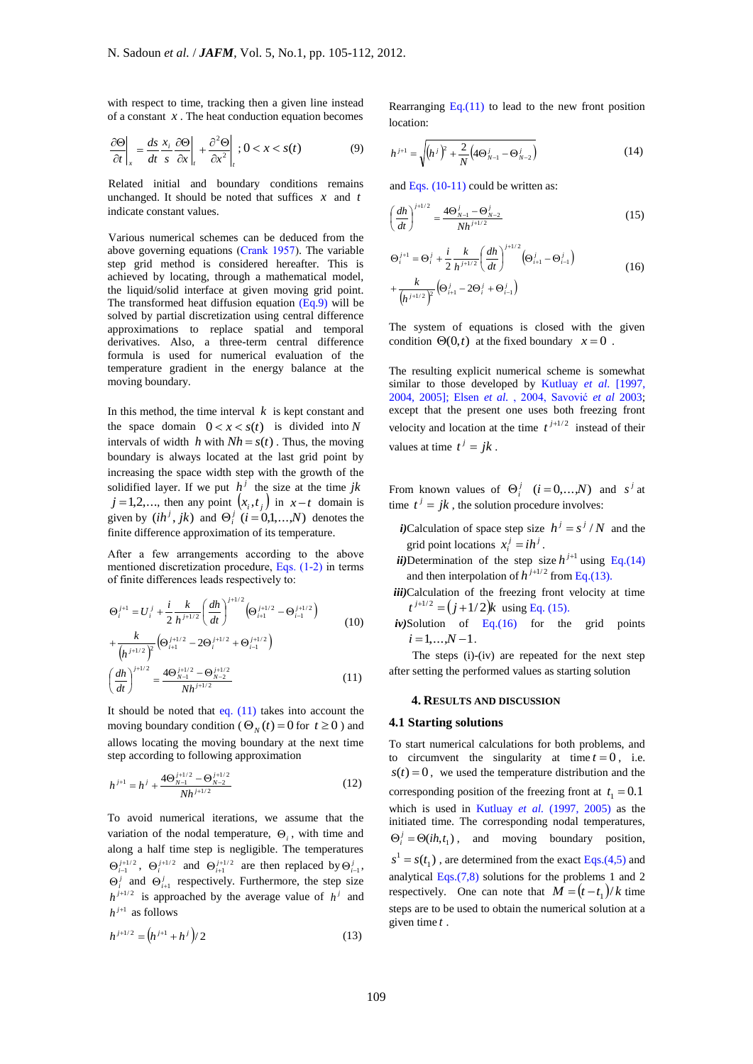with respect to time, tracking then a given line instead of a constant $x$. The heat conduction equation becomes

$$\left.\frac{\partial \Theta}{\partial t}\right|_x = \frac{ds}{dt}\frac{x_i}{s}\left.\frac{\partial \Theta}{\partial x}\right|_t + \left.\frac{\partial^2 \Theta}{\partial x^2}\right|_t \;;\; 0 < x < s(t) \tag{9}$$

Related initial and boundary conditions remains unchanged. It should be noted that suffices $x$ and $t$ indicate constant values.

Various numerical schemes can be deduced from the above governing equations (Crank 1957). The variable step grid method is considered hereafter. This is achieved by locating, through a mathematical model, the liquid/solid interface at given moving grid point. The transformed heat diffusion equation (Eq.9) will be solved by partial discretization using central difference approximations to replace spatial and temporal derivatives. Also, a three-term central difference formula is used for numerical evaluation of the temperature gradient in the energy balance at the moving boundary.

In this method, the time interval $k$ is kept constant and the space domain $0 < x < s(t)$ is divided into $N$ intervals of width $h$ with $Nh = s(t)$. Thus, the moving boundary is always located at the last grid point by increasing the space width step with the growth of the solidified layer. If we put $h^j$ the size at the time $jk$ $j = 1,2,\ldots$, then any point $(x_i, t_j)$ in $x-t$ domain is given by $(ih^j, jk)$ and $\Theta_i^j$ $(i = 0,1,\ldots,N)$ denotes the finite difference approximation of its temperature.

After a few arrangements according to the above mentioned discretization procedure, Eqs. (1-2) in terms of finite differences leads respectively to:

$$\Theta_i^{j+1} = U_i^j + \frac{i}{2}\frac{k}{h^{j+1/2}}\left(\frac{dh}{dt}\right)^{j+1/2}\left(\Theta_{i+1}^{j+1/2} - \Theta_{i-1}^{j+1/2}\right) + \frac{k}{\left(h^{j+1/2}\right)^2}\left(\Theta_{i+1}^{j+1/2} - 2\Theta_i^{j+1/2} + \Theta_{i-1}^{j+1/2}\right) \tag{10}$$

$$\left(\frac{dh}{dt}\right)^{j+1/2} = \frac{4\Theta_{N-1}^{j+1/2} - \Theta_{N-2}^{j+1/2}}{Nh^{j+1/2}} \tag{11}$$

It should be noted that eq. (11) takes into account the moving boundary condition ($\Theta_N(t) = 0$ for $t \geq 0$) and allows locating the moving boundary at the next time step according to following approximation

$$h^{j+1} = h^j + \frac{4\Theta_{N-1}^{j+1/2} - \Theta_{N-2}^{j+1/2}}{Nh^{j+1/2}} \tag{12}$$

To avoid numerical iterations, we assume that the variation of the nodal temperature, $\Theta_i$, with time and along a half time step is negligible. The temperatures $\Theta_{i-1}^{j+1/2}$, $\Theta_i^{j+1/2}$ and $\Theta_{i+1}^{j+1/2}$ are then replaced by $\Theta_{i-1}^j$, $\Theta_i^j$ and $\Theta_{i+1}^j$ respectively. Furthermore, the step size $h^{j+1/2}$ is approached by the average value of $h^j$ and $h^{j+1}$ as follows

$$h^{j+1/2} = \left(h^{j+1} + h^j\right)/2 \tag{13}$$

Rearranging Eq.(11) to lead to the new front position location:

$$h^{j+1} = \sqrt{\left(h^j\right)^2 + \frac{2}{N}\left(4\Theta_{N-1}^j - \Theta_{N-2}^j\right)} \tag{14}$$

and Eqs. (10-11) could be written as:

$$\left(\frac{dh}{dt}\right)^{j+1/2} = \frac{4\Theta_{N-1}^j - \Theta_{N-2}^j}{Nh^{j+1/2}} \tag{15}$$

$$\Theta_i^{j+1} = \Theta_i^j + \frac{i}{2}\frac{k}{h^{j+1/2}}\left(\frac{dh}{dt}\right)^{j+1/2}\left(\Theta_{i+1}^j - \Theta_{i-1}^j\right) + \frac{k}{\left(h^{j+1/2}\right)^2}\left(\Theta_{i+1}^j - 2\Theta_i^j + \Theta_{i-1}^j\right) \tag{16}$$

The system of equations is closed with the given condition $\Theta(0,t)$ at the fixed boundary $x = 0$.

The resulting explicit numerical scheme is somewhat similar to those developed by Kutluay *et al.* [1997, 2004, 2005]; Elsen *et al.*, 2004, Savović *et al* 2003; except that the present one uses both freezing front velocity and location at the time $t^{j+1/2}$ instead of their values at time $t^j = jk$.

From known values of $\Theta_i^j$ $(i = 0,\ldots,N)$ and $s^j$ at time $t^j = jk$, the solution procedure involves:

***i)*** Calculation of space step size $h^j = s^j / N$ and the grid point locations $x_i^j = ih^j$.

***ii)*** Determination of the step size $h^{j+1}$ using Eq.(14) and then interpolation of $h^{j+1/2}$ from Eq.(13).

***iii)*** Calculation of the freezing front velocity at time $t^{j+1/2} = (j + 1/2)k$ using Eq. (15).

***iv)*** Solution of Eq.(16) for the grid points $i = 1,\ldots,N-1$.

The steps (i)-(iv) are repeated for the next step after setting the performed values as starting solution

## 4. RESULTS AND DISCUSSION

### 4.1 Starting solutions

To start numerical calculations for both problems, and to circumvent the singularity at time $t = 0$, i.e. $s(t) = 0$, we used the temperature distribution and the corresponding position of the freezing front at $t_1 = 0.1$ which is used in Kutluay *et al.* (1997, 2005) as the initiated time. The corresponding nodal temperatures, $\Theta_i^j = \Theta(ih, t_1)$, and moving boundary position, $s^1 = s(t_1)$, are determined from the exact Eqs.(4,5) and analytical Eqs.(7,8) solutions for the problems 1 and 2 respectively. One can note that $M = (t - t_1)/k$ time steps are to be used to obtain the numerical solution at a given time $t$.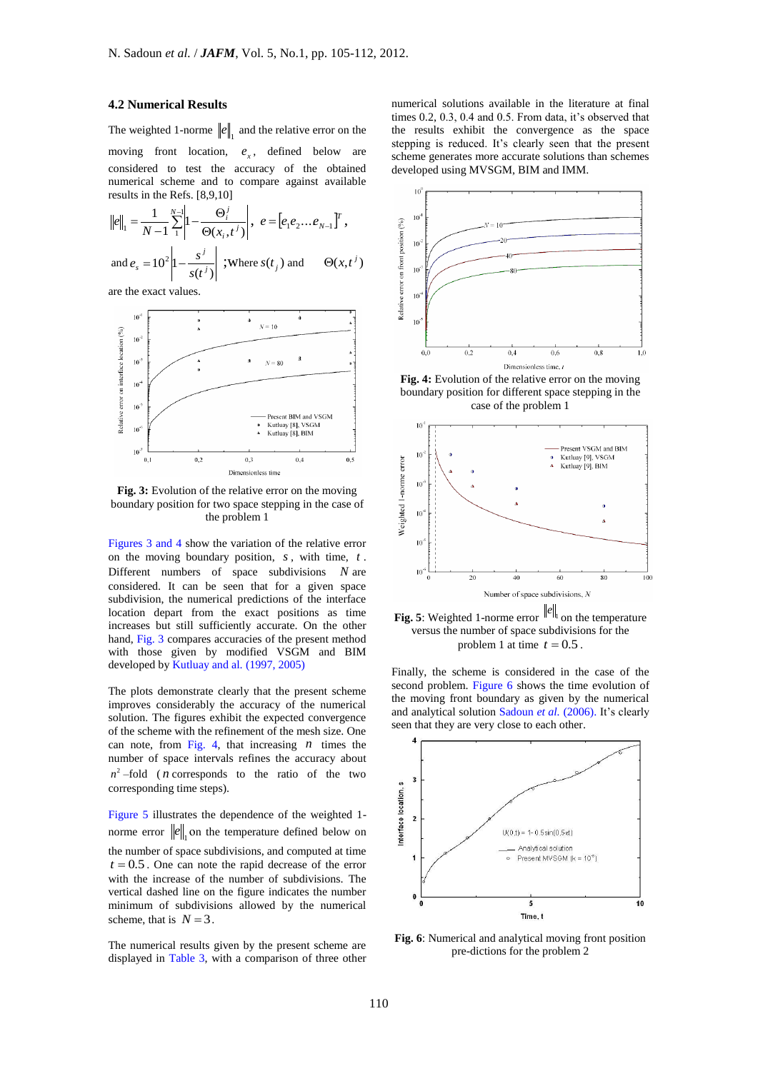### 4.2 Numerical Results

The weighted 1-norme $\|e\|_1$ and the relative error on the moving front location, $e_s$, defined below are considered to test the accuracy of the obtained numerical scheme and to compare against available results in the Refs. [8,9,10]

$$\|e\|_1 = \frac{1}{N-1}\sum_{1}^{N-1}\left|1-\frac{\Theta_i^j}{\Theta(x_i,t^j)}\right|,\quad e=\left[e_1 e_2 \dots e_{N-1}\right]^T,$$

and $e_s = 10^2\left|1-\dfrac{s^j}{s(t^j)}\right|$ ;Where $s(t_j)$ and $\Theta(x,t^j)$ are the exact values.

**Fig. 3:** Evolution of the relative error on the moving boundary position for two space stepping in the case of the problem 1

Figures 3 and 4 show the variation of the relative error on the moving boundary position, $s$, with time, $t$. Different numbers of space subdivisions $N$ are considered. It can be seen that for a given space subdivision, the numerical predictions of the interface location depart from the exact positions as time increases but still sufficiently accurate. On the other hand, Fig. 3 compares accuracies of the present method with those given by modified VSGM and BIM developed by Kutluay and al. (1997, 2005)

The plots demonstrate clearly that the present scheme improves considerably the accuracy of the numerical solution. The figures exhibit the expected convergence of the scheme with the refinement of the mesh size. One can note, from Fig. 4, that increasing $n$ times the number of space intervals refines the accuracy about $n^2$–fold ($n$ corresponds to the ratio of the two corresponding time steps).

Figure 5 illustrates the dependence of the weighted 1-norme error $\|e\|_1$ on the temperature defined below on the number of space subdivisions, and computed at time $t = 0.5$. One can note the rapid decrease of the error with the increase of the number of subdivisions. The vertical dashed line on the figure indicates the number minimum of subdivisions allowed by the numerical scheme, that is $N = 3$.

The numerical results given by the present scheme are displayed in Table 3, with a comparison of three other numerical solutions available in the literature at final times 0.2, 0.3, 0.4 and 0.5. From data, it's observed that the results exhibit the convergence as the space stepping is reduced. It's clearly seen that the present scheme generates more accurate solutions than schemes developed using MVSGM, BIM and IMM.

**Fig. 4:** Evolution of the relative error on the moving boundary position for different space stepping in the case of the problem 1

**Fig. 5**: Weighted 1-norme error $\|e\|_1$ on the temperature versus the number of space subdivisions for the problem 1 at time $t = 0.5$.

Finally, the scheme is considered in the case of the second problem. Figure 6 shows the time evolution of the moving front boundary as given by the numerical and analytical solution Sadoun *et al.* (2006). It's clearly seen that they are very close to each other.

**Fig. 6**: Numerical and analytical moving front position pre-dictions for the problem 2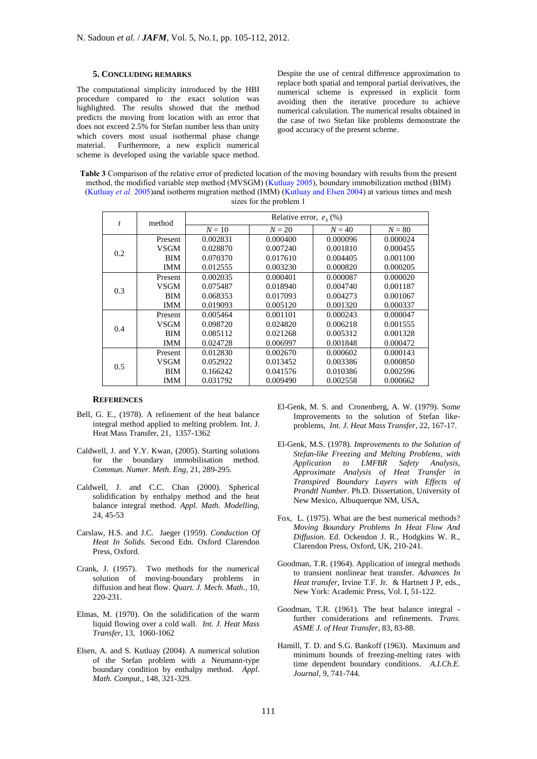## 5. CONCLUDING REMARKS

The computational simplicity introduced by the HBI procedure compared to the exact solution was highlighted. The results showed that the method predicts the moving front location with an error that does not exceed 2.5% for Stefan number less than unity which covers most usual isothermal phase change material. Furthermore, a new explicit numerical scheme is developed using the variable space method. Despite the use of central difference approximation to replace both spatial and temporal partial derivatives, the numerical scheme is expressed in explicit form avoiding then the iterative procedure to achieve numerical calculation. The numerical results obtained in the case of two Stefan like problems demonstrate the good accuracy of the present scheme.

**Table 3** Comparison of the relative error of predicted location of the moving boundary with results from the present method, the modified variable step method (MVSGM) (Kutluay 2005), boundary immobilization method (BIM) (Kutluay *et al.* 2005)and isotherm migration method (IMM) (Kutluay and Elsen 2004) at various times and mesh sizes for the problem 1

| $t$ | method | Relative error, $e_s$ (%) | | | |
|---|---|---|---|---|---|
| | | $N = 10$ | $N = 20$ | $N = 40$ | $N = 80$ |
| 0.2 | Present | 0.002831 | 0.000400 | 0.000096 | 0.000024 |
| | VSGM | 0.028870 | 0.007240 | 0.001810 | 0.000455 |
| | BIM | 0.070370 | 0.017610 | 0.004405 | 0.001100 |
| | IMM | 0.012555 | 0.003230 | 0.000820 | 0.000205 |
| 0.3 | Present | 0.002035 | 0.000401 | 0.000087 | 0.000020 |
| | VSGM | 0.075487 | 0.018940 | 0.004740 | 0.001187 |
| | BIM | 0.068353 | 0.017093 | 0.004273 | 0.001067 |
| | IMM | 0.019093 | 0.005120 | 0.001320 | 0.000337 |
| 0.4 | Present | 0.005464 | 0.001101 | 0.000243 | 0.000047 |
| | VSGM | 0.098720 | 0.024820 | 0.006218 | 0.001555 |
| | BIM | 0.085112 | 0.021268 | 0.005312 | 0.001328 |
| | IMM | 0.024728 | 0.006997 | 0.001848 | 0.000472 |
| 0.5 | Present | 0.012830 | 0.002670 | 0.000602 | 0.000143 |
| | VSGM | 0.052922 | 0.013452 | 0.003386 | 0.000850 |
| | BIM | 0.166242 | 0.041576 | 0.010386 | 0.002596 |
| | IMM | 0.031792 | 0.009490 | 0.002558 | 0.000662 |

## REFERENCES

Bell, G. E., (1978). A refinement of the heat balance integral method applied to melting problem. Int. J. Heat Mass Transfer, 21, 1357-1362

Caldwell, J. and Y.Y. Kwan, (2005). Starting solutions for the boundary immobilisation method. *Commun. Numer. Meth. Eng,* 21, 289-295.

Caldwell, J. and C.C. Chan (2000). Spherical solidification by enthalpy method and the heat balance integral method. *Appl. Math. Modelling,* 24, 45-53

Carslaw, H.S. and J.C. Jaeger (1959). *Conduction Of Heat In Solids.* Second Edn. Oxford Clarendon Press, Oxford.

Crank, J. (1957). Two methods for the numerical solution of moving-boundary problems in diffusion and heat flow. *Quart. J. Mech. Math.,* 10, 220-231.

Elmas, M. (1970). On the solidification of the warm liquid flowing over a cold wall. *Int. J. Heat Mass Transfer,* 13, 1060-1062

Elsen, A. and S. Kutluay (2004). A numerical solution of the Stefan problem with a Neumann-type boundary condition by enthalpy method. *Appl. Math. Comput.*, 148, 321-329.

El-Genk, M. S. and Cronenberg, A. W. (1979). Some Improvements to the solution of Stefan like-problems, *Int. J. Heat Mass Transfer*, 22, 167-17.

El-Genk, M.S. (1978). *Improvements to the Solution of Stefan-like Freezing and Melting Problems, with Application to LMFBR Safety Analysis, Approximate Analysis of Heat Transfer in Transpired Boundary Layers with Effects of Prandtl Number*. Ph.D. Dissertation, University of New Mexico, Albuquerque NM, USA,

Fox, L. (1975). What are the best numerical methods? *Moving Boundary Problems In Heat Flow And Diffusion*. Ed. Ockendon J. R., Hodgkins W. R., Clarendon Press, Oxford, UK, 210-241.

Goodman, T.R. (1964). Application of integral methods to transient nonlinear heat transfer. *Advances In Heat transfer*, Irvine T.F. Jr. & Hartnett J P, eds., New York: Academic Press, Vol. I, 51-122.

Goodman, T.R. (1961). The heat balance integral - further considerations and refinements. *Trans. ASME J. of Heat Transfer*, 83, 83-88.

Hamill, T. D. and S.G. Bankoff (1963). Maximum and minimum bounds of freezing-melting rates with time dependent boundary conditions. *A.I.Ch.E. Journal*, 9, 741-744.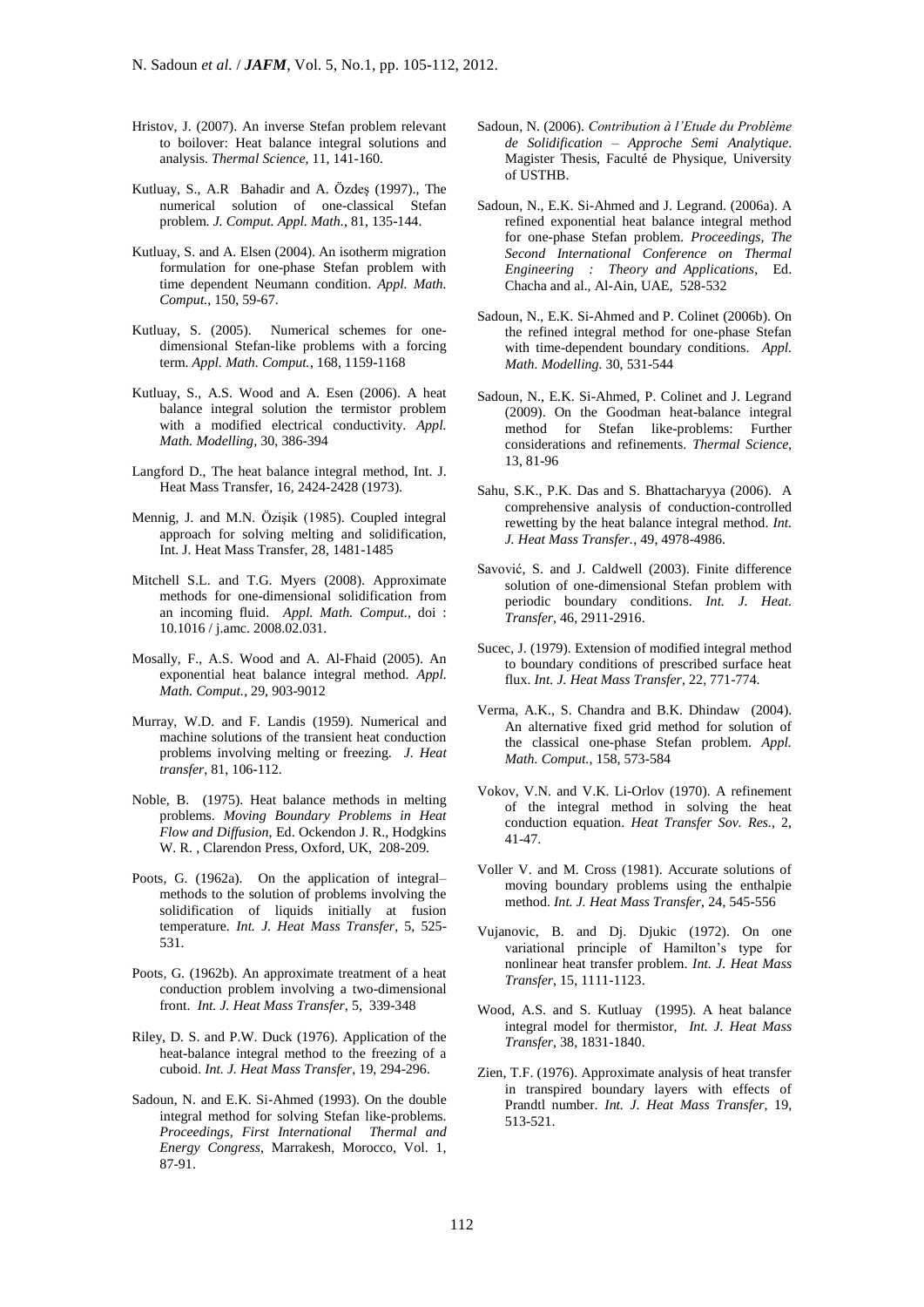Hristov, J. (2007). An inverse Stefan problem relevant to boilover: Heat balance integral solutions and analysis. *Thermal Science*, 11, 141-160.

Kutluay, S., A.R Bahadir and A. Özdeş (1997)., The numerical solution of one-classical Stefan problem. *J. Comput. Appl. Math.*, 81, 135-144.

Kutluay, S. and A. Elsen (2004). An isotherm migration formulation for one-phase Stefan problem with time dependent Neumann condition. *Appl. Math. Comput.*, 150, 59-67.

Kutluay, S. (2005). Numerical schemes for one-dimensional Stefan-like problems with a forcing term. *Appl. Math. Comput.*, 168, 1159-1168

Kutluay, S., A.S. Wood and A. Esen (2006). A heat balance integral solution the termistor problem with a modified electrical conductivity. *Appl. Math. Modelling*, 30, 386-394

Langford D., The heat balance integral method, Int. J. Heat Mass Transfer, 16, 2424-2428 (1973).

Mennig, J. and M.N. Özişik (1985). Coupled integral approach for solving melting and solidification, Int. J. Heat Mass Transfer, 28, 1481-1485

Mitchell S.L. and T.G. Myers (2008). Approximate methods for one-dimensional solidification from an incoming fluid. *Appl. Math. Comput.*, doi : 10.1016 / j.amc. 2008.02.031.

Mosally, F., A.S. Wood and A. Al-Fhaid (2005). An exponential heat balance integral method. *Appl. Math. Comput.*, 29, 903-9012

Murray, W.D. and F. Landis (1959). Numerical and machine solutions of the transient heat conduction problems involving melting or freezing. *J. Heat transfer*, 81, 106-112.

Noble, B. (1975). Heat balance methods in melting problems. *Moving Boundary Problems in Heat Flow and Diffusion*, Ed. Ockendon J. R., Hodgkins W. R. , Clarendon Press, Oxford, UK, 208-209.

Poots, G. (1962a). On the application of integral–methods to the solution of problems involving the solidification of liquids initially at fusion temperature. *Int. J. Heat Mass Transfer*, 5, 525-531.

Poots, G. (1962b). An approximate treatment of a heat conduction problem involving a two-dimensional front. *Int. J. Heat Mass Transfer*, 5, 339-348

Riley, D. S. and P.W. Duck (1976). Application of the heat-balance integral method to the freezing of a cuboid. *Int. J. Heat Mass Transfer*, 19, 294-296.

Sadoun, N. and E.K. Si-Ahmed (1993). On the double integral method for solving Stefan like-problems. *Proceedings, First International Thermal and Energy Congress*, Marrakesh, Morocco, Vol. 1, 87-91.

Sadoun, N. (2006). *Contribution à l'Etude du Problème de Solidification – Approche Semi Analytique*. Magister Thesis, Faculté de Physique, University of USTHB.

Sadoun, N., E.K. Si-Ahmed and J. Legrand. (2006a). A refined exponential heat balance integral method for one-phase Stefan problem. *Proceedings, The Second International Conference on Thermal Engineering : Theory and Applications*, Ed. Chacha and al., Al-Ain, UAE, 528-532

Sadoun, N., E.K. Si-Ahmed and P. Colinet (2006b). On the refined integral method for one-phase Stefan with time-dependent boundary conditions. *Appl. Math. Modelling*. 30, 531-544

Sadoun, N., E.K. Si-Ahmed, P. Colinet and J. Legrand (2009). On the Goodman heat-balance integral method for Stefan like-problems: Further considerations and refinements. *Thermal Science*, 13, 81-96

Sahu, S.K., P.K. Das and S. Bhattacharyya (2006). A comprehensive analysis of conduction-controlled rewetting by the heat balance integral method. *Int. J. Heat Mass Transfer.*, 49, 4978-4986.

Savović, S. and J. Caldwell (2003). Finite difference solution of one-dimensional Stefan problem with periodic boundary conditions. *Int. J. Heat. Transfer*, 46, 2911-2916.

Sucec, J. (1979). Extension of modified integral method to boundary conditions of prescribed surface heat flux. *Int. J. Heat Mass Transfer*, 22, 771-774.

Verma, A.K., S. Chandra and B.K. Dhindaw (2004). An alternative fixed grid method for solution of the classical one-phase Stefan problem. *Appl. Math. Comput.*, 158, 573-584

Vokov, V.N. and V.K. Li-Orlov (1970). A refinement of the integral method in solving the heat conduction equation. *Heat Transfer Sov. Res.*, 2, 41-47.

Voller V. and M. Cross (1981). Accurate solutions of moving boundary problems using the enthalpie method. *Int. J. Heat Mass Transfer*, 24, 545-556

Vujanovic, B. and Dj. Djukic (1972). On one variational principle of Hamilton's type for nonlinear heat transfer problem. *Int. J. Heat Mass Transfer*, 15, 1111-1123.

Wood, A.S. and S. Kutluay (1995). A heat balance integral model for thermistor, *Int. J. Heat Mass Transfer*, 38, 1831-1840.

Zien, T.F. (1976). Approximate analysis of heat transfer in transpired boundary layers with effects of Prandtl number. *Int. J. Heat Mass Transfer*, 19, 513-521.